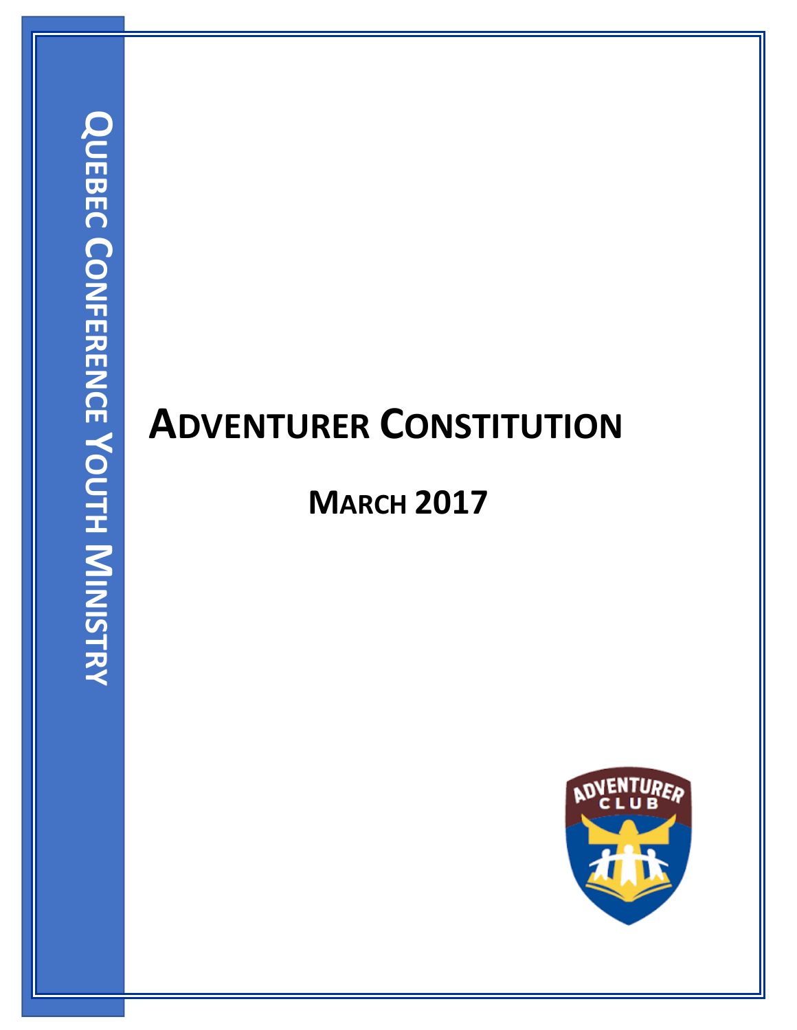QUEBEC CONFERENCE YOUTH MINISTRY

# ADVENTURER CONSTITUTION

## MARCH 2017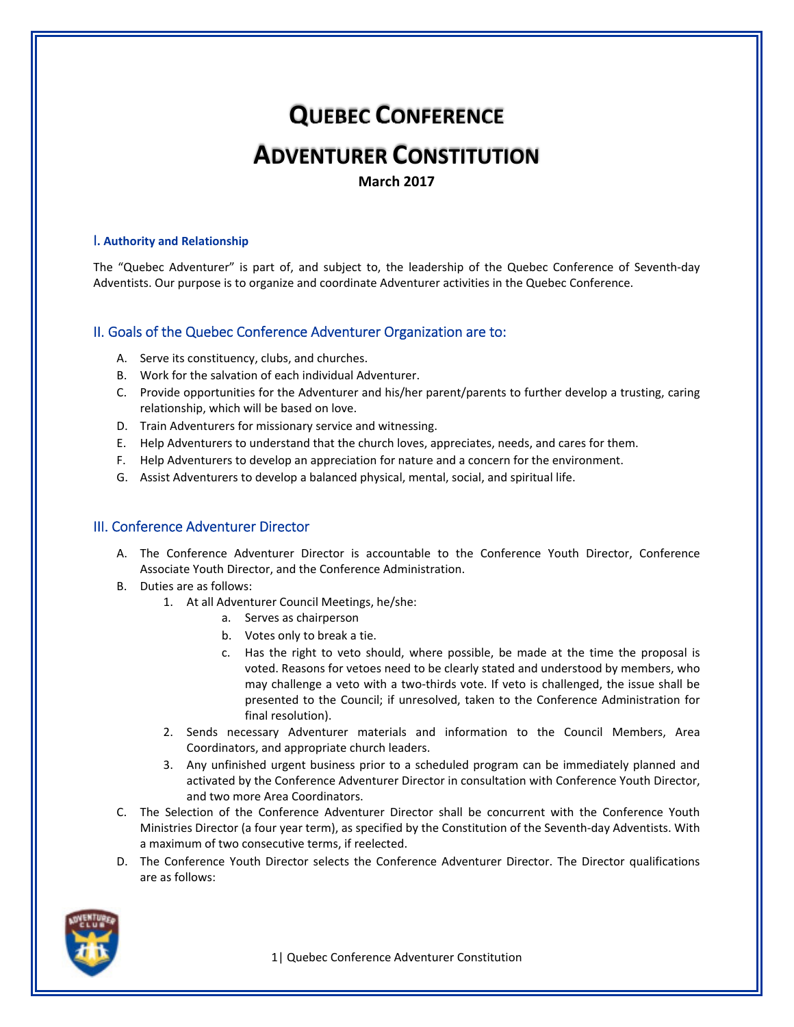# Quebec Conference

# Adventurer Constitution

**March 2017**

### I. Authority and Relationship

The "Quebec Adventurer" is part of, and subject to, the leadership of the Quebec Conference of Seventh-day Adventists. Our purpose is to organize and coordinate Adventurer activities in the Quebec Conference.

## II. Goals of the Quebec Conference Adventurer Organization are to:

A. Serve its constituency, clubs, and churches.
B. Work for the salvation of each individual Adventurer.
C. Provide opportunities for the Adventurer and his/her parent/parents to further develop a trusting, caring relationship, which will be based on love.
D. Train Adventurers for missionary service and witnessing.
E. Help Adventurers to understand that the church loves, appreciates, needs, and cares for them.
F. Help Adventurers to develop an appreciation for nature and a concern for the environment.
G. Assist Adventurers to develop a balanced physical, mental, social, and spiritual life.

## III. Conference Adventurer Director

A. The Conference Adventurer Director is accountable to the Conference Youth Director, Conference Associate Youth Director, and the Conference Administration.
B. Duties are as follows:
   1. At all Adventurer Council Meetings, he/she:
      a. Serves as chairperson
      b. Votes only to break a tie.
      c. Has the right to veto should, where possible, be made at the time the proposal is voted. Reasons for vetoes need to be clearly stated and understood by members, who may challenge a veto with a two-thirds vote. If veto is challenged, the issue shall be presented to the Council; if unresolved, taken to the Conference Administration for final resolution).
   2. Sends necessary Adventurer materials and information to the Council Members, Area Coordinators, and appropriate church leaders.
   3. Any unfinished urgent business prior to a scheduled program can be immediately planned and activated by the Conference Adventurer Director in consultation with Conference Youth Director, and two more Area Coordinators.
C. The Selection of the Conference Adventurer Director shall be concurrent with the Conference Youth Ministries Director (a four year term), as specified by the Constitution of the Seventh-day Adventists. With a maximum of two consecutive terms, if reelected.
D. The Conference Youth Director selects the Conference Adventurer Director. The Director qualifications are as follows: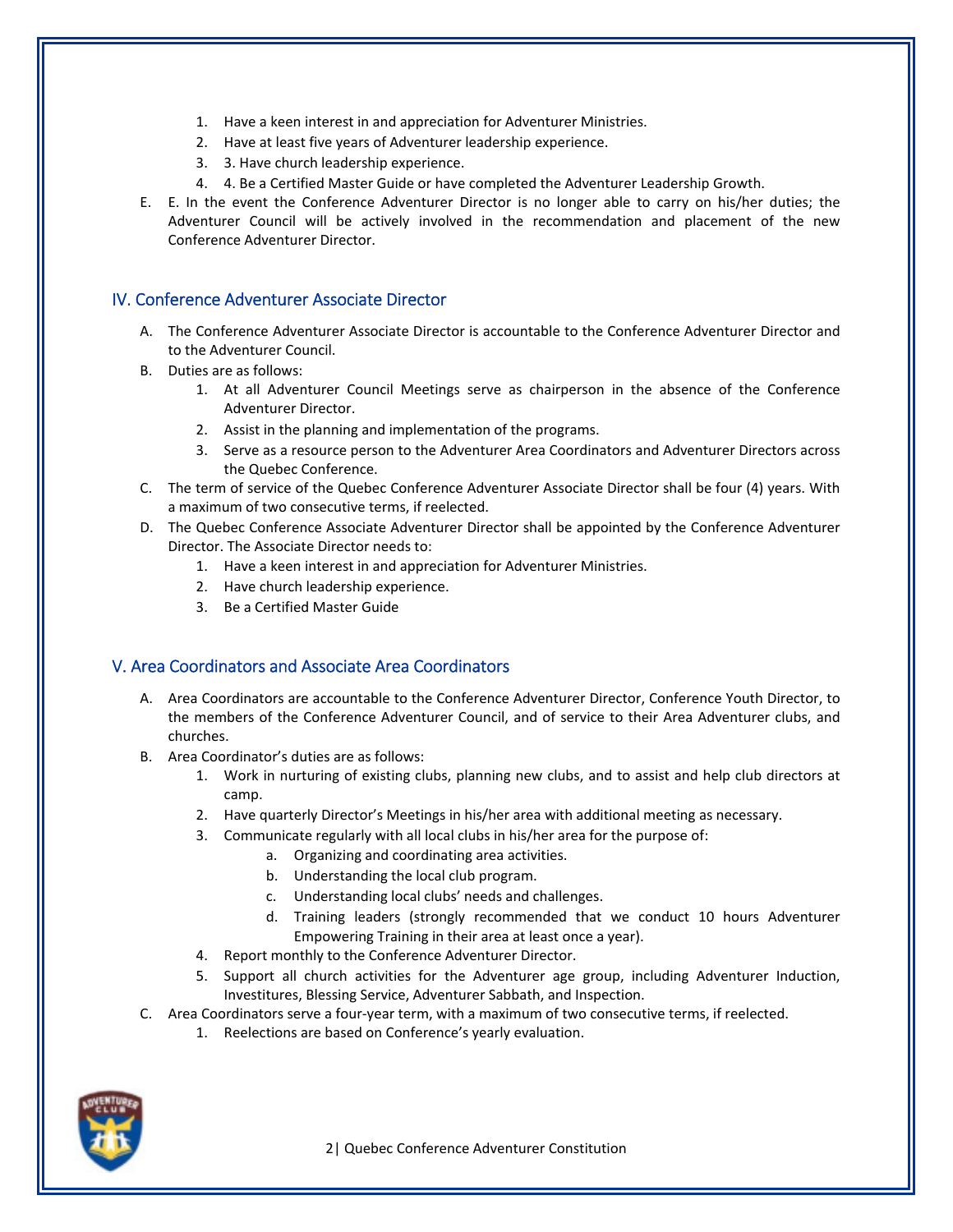1. Have a keen interest in and appreciation for Adventurer Ministries.
2. Have at least five years of Adventurer leadership experience.
3. 3. Have church leadership experience.
4. 4. Be a Certified Master Guide or have completed the Adventurer Leadership Growth.

E. E. In the event the Conference Adventurer Director is no longer able to carry on his/her duties; the Adventurer Council will be actively involved in the recommendation and placement of the new Conference Adventurer Director.

## IV. Conference Adventurer Associate Director

A. The Conference Adventurer Associate Director is accountable to the Conference Adventurer Director and to the Adventurer Council.

B. Duties are as follows:
   1. At all Adventurer Council Meetings serve as chairperson in the absence of the Conference Adventurer Director.
   2. Assist in the planning and implementation of the programs.
   3. Serve as a resource person to the Adventurer Area Coordinators and Adventurer Directors across the Quebec Conference.

C. The term of service of the Quebec Conference Adventurer Associate Director shall be four (4) years. With a maximum of two consecutive terms, if reelected.

D. The Quebec Conference Associate Adventurer Director shall be appointed by the Conference Adventurer Director. The Associate Director needs to:
   1. Have a keen interest in and appreciation for Adventurer Ministries.
   2. Have church leadership experience.
   3. Be a Certified Master Guide

## V. Area Coordinators and Associate Area Coordinators

A. Area Coordinators are accountable to the Conference Adventurer Director, Conference Youth Director, to the members of the Conference Adventurer Council, and of service to their Area Adventurer clubs, and churches.

B. Area Coordinator's duties are as follows:
   1. Work in nurturing of existing clubs, planning new clubs, and to assist and help club directors at camp.
   2. Have quarterly Director's Meetings in his/her area with additional meeting as necessary.
   3. Communicate regularly with all local clubs in his/her area for the purpose of:
      a. Organizing and coordinating area activities.
      b. Understanding the local club program.
      c. Understanding local clubs' needs and challenges.
      d. Training leaders (strongly recommended that we conduct 10 hours Adventurer Empowering Training in their area at least once a year).
   4. Report monthly to the Conference Adventurer Director.
   5. Support all church activities for the Adventurer age group, including Adventurer Induction, Investitures, Blessing Service, Adventurer Sabbath, and Inspection.

C. Area Coordinators serve a four-year term, with a maximum of two consecutive terms, if reelected.
   1. Reelections are based on Conference's yearly evaluation.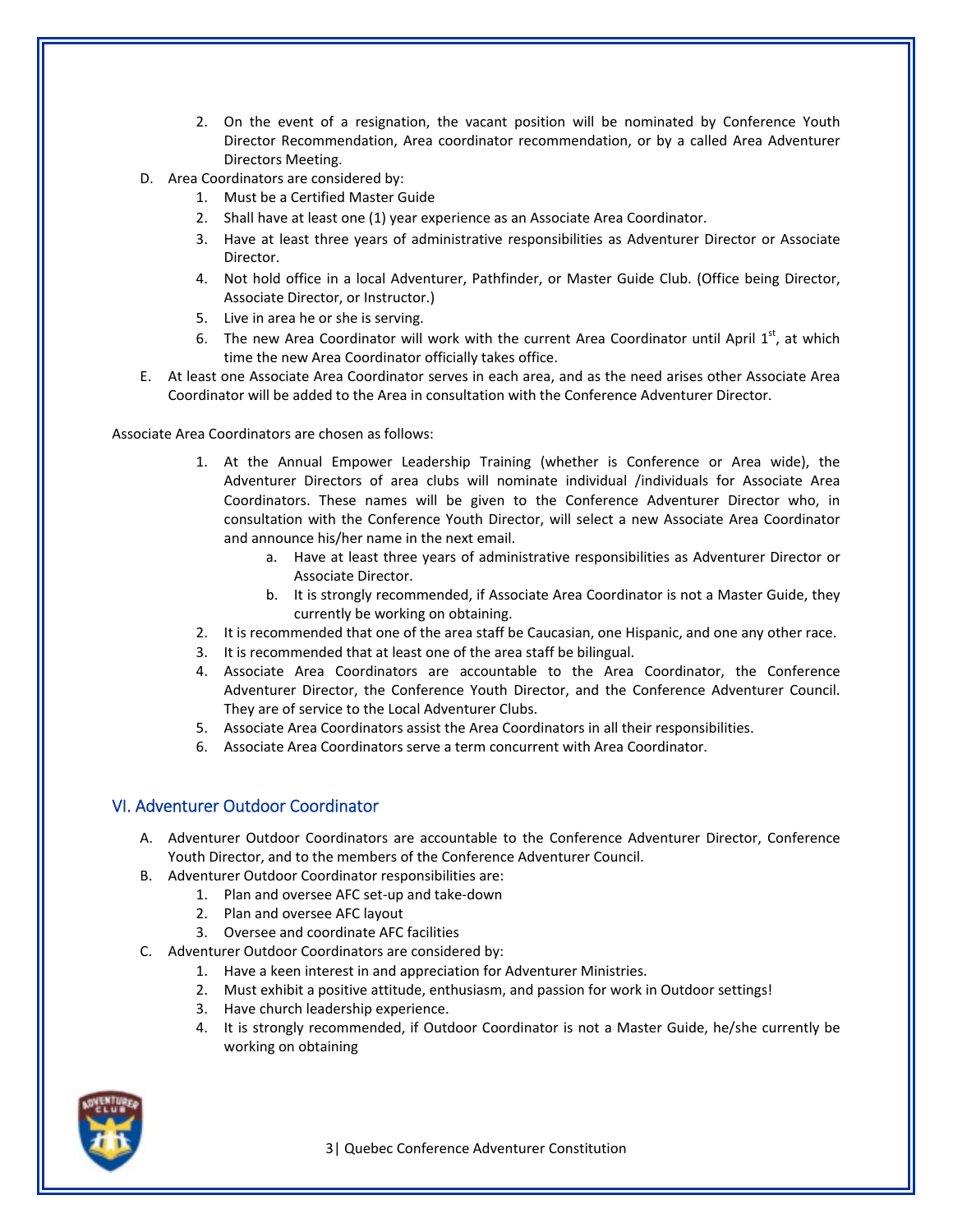2. On the event of a resignation, the vacant position will be nominated by Conference Youth Director Recommendation, Area coordinator recommendation, or by a called Area Adventurer Directors Meeting.

D. Area Coordinators are considered by:
   1. Must be a Certified Master Guide
   2. Shall have at least one (1) year experience as an Associate Area Coordinator.
   3. Have at least three years of administrative responsibilities as Adventurer Director or Associate Director.
   4. Not hold office in a local Adventurer, Pathfinder, or Master Guide Club. (Office being Director, Associate Director, or Instructor.)
   5. Live in area he or she is serving.
   6. The new Area Coordinator will work with the current Area Coordinator until April 1st, at which time the new Area Coordinator officially takes office.

E. At least one Associate Area Coordinator serves in each area, and as the need arises other Associate Area Coordinator will be added to the Area in consultation with the Conference Adventurer Director.

Associate Area Coordinators are chosen as follows:

1. At the Annual Empower Leadership Training (whether is Conference or Area wide), the Adventurer Directors of area clubs will nominate individual /individuals for Associate Area Coordinators. These names will be given to the Conference Adventurer Director who, in consultation with the Conference Youth Director, will select a new Associate Area Coordinator and announce his/her name in the next email.
   a. Have at least three years of administrative responsibilities as Adventurer Director or Associate Director.
   b. It is strongly recommended, if Associate Area Coordinator is not a Master Guide, they currently be working on obtaining.
2. It is recommended that one of the area staff be Caucasian, one Hispanic, and one any other race.
3. It is recommended that at least one of the area staff be bilingual.
4. Associate Area Coordinators are accountable to the Area Coordinator, the Conference Adventurer Director, the Conference Youth Director, and the Conference Adventurer Council. They are of service to the Local Adventurer Clubs.
5. Associate Area Coordinators assist the Area Coordinators in all their responsibilities.
6. Associate Area Coordinators serve a term concurrent with Area Coordinator.

## VI. Adventurer Outdoor Coordinator

A. Adventurer Outdoor Coordinators are accountable to the Conference Adventurer Director, Conference Youth Director, and to the members of the Conference Adventurer Council.

B. Adventurer Outdoor Coordinator responsibilities are:
   1. Plan and oversee AFC set-up and take-down
   2. Plan and oversee AFC layout
   3. Oversee and coordinate AFC facilities

C. Adventurer Outdoor Coordinators are considered by:
   1. Have a keen interest in and appreciation for Adventurer Ministries.
   2. Must exhibit a positive attitude, enthusiasm, and passion for work in Outdoor settings!
   3. Have church leadership experience.
   4. It is strongly recommended, if Outdoor Coordinator is not a Master Guide, he/she currently be working on obtaining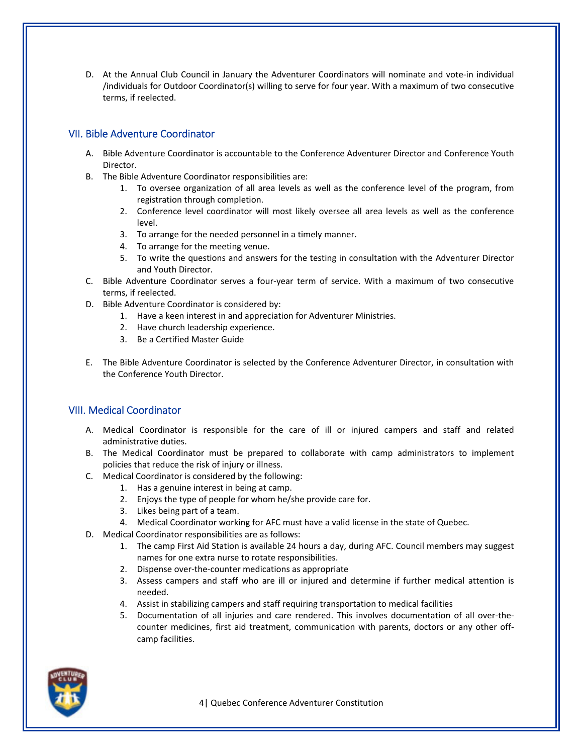D. At the Annual Club Council in January the Adventurer Coordinators will nominate and vote-in individual /individuals for Outdoor Coordinator(s) willing to serve for four year. With a maximum of two consecutive terms, if reelected.

## VII. Bible Adventure Coordinator

A. Bible Adventure Coordinator is accountable to the Conference Adventurer Director and Conference Youth Director.

B. The Bible Adventure Coordinator responsibilities are:

   1. To oversee organization of all area levels as well as the conference level of the program, from registration through completion.
   2. Conference level coordinator will most likely oversee all area levels as well as the conference level.
   3. To arrange for the needed personnel in a timely manner.
   4. To arrange for the meeting venue.
   5. To write the questions and answers for the testing in consultation with the Adventurer Director and Youth Director.

C. Bible Adventure Coordinator serves a four-year term of service. With a maximum of two consecutive terms, if reelected.

D. Bible Adventure Coordinator is considered by:

   1. Have a keen interest in and appreciation for Adventurer Ministries.
   2. Have church leadership experience.
   3. Be a Certified Master Guide

E. The Bible Adventure Coordinator is selected by the Conference Adventurer Director, in consultation with the Conference Youth Director.

## VIII. Medical Coordinator

A. Medical Coordinator is responsible for the care of ill or injured campers and staff and related administrative duties.

B. The Medical Coordinator must be prepared to collaborate with camp administrators to implement policies that reduce the risk of injury or illness.

C. Medical Coordinator is considered by the following:

   1. Has a genuine interest in being at camp.
   2. Enjoys the type of people for whom he/she provide care for.
   3. Likes being part of a team.
   4. Medical Coordinator working for AFC must have a valid license in the state of Quebec.

D. Medical Coordinator responsibilities are as follows:

   1. The camp First Aid Station is available 24 hours a day, during AFC. Council members may suggest names for one extra nurse to rotate responsibilities.
   2. Dispense over-the-counter medications as appropriate
   3. Assess campers and staff who are ill or injured and determine if further medical attention is needed.
   4. Assist in stabilizing campers and staff requiring transportation to medical facilities
   5. Documentation of all injuries and care rendered. This involves documentation of all over-the-counter medicines, first aid treatment, communication with parents, doctors or any other off-camp facilities.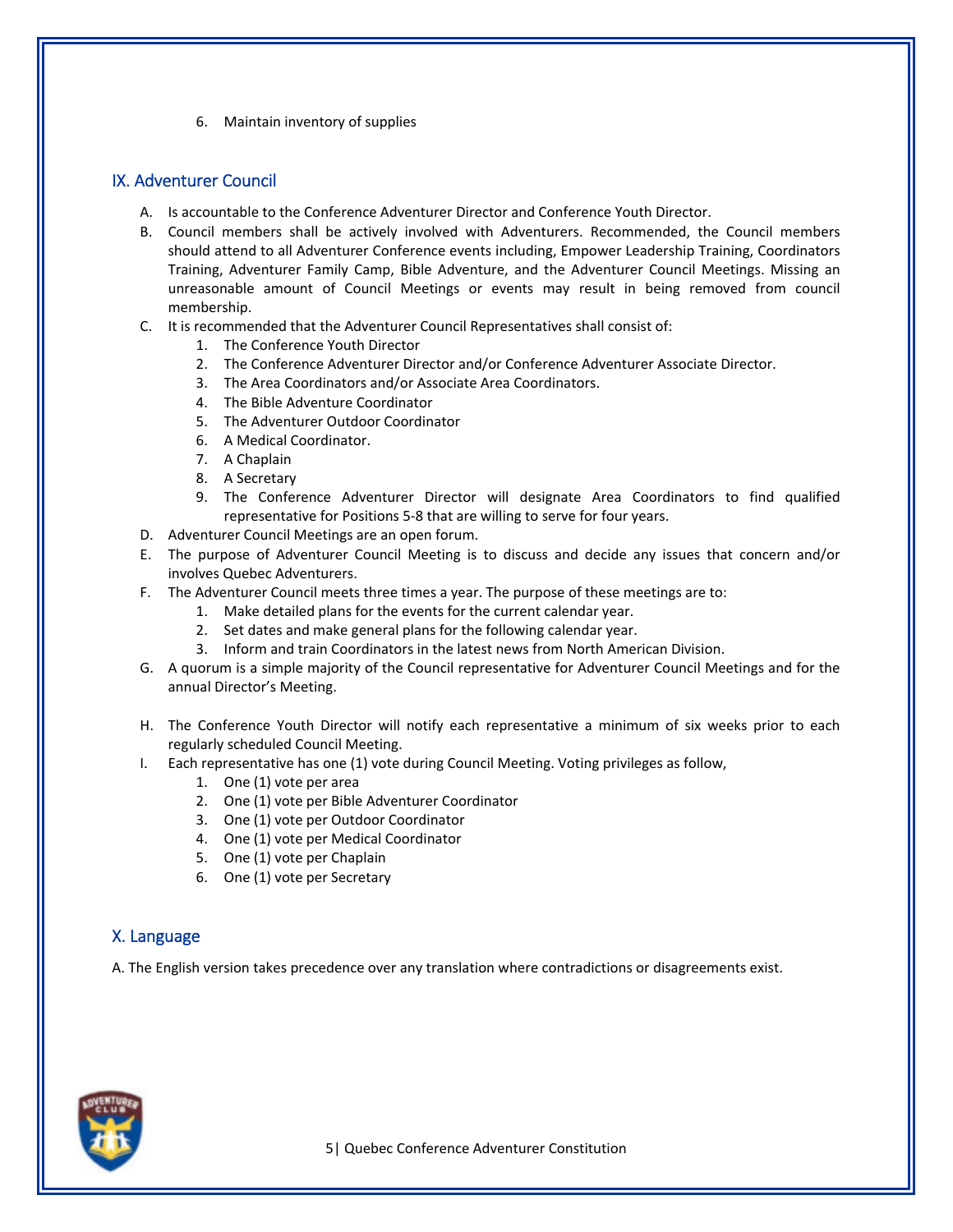6. Maintain inventory of supplies

## IX. Adventurer Council

A. Is accountable to the Conference Adventurer Director and Conference Youth Director.

B. Council members shall be actively involved with Adventurers. Recommended, the Council members should attend to all Adventurer Conference events including, Empower Leadership Training, Coordinators Training, Adventurer Family Camp, Bible Adventure, and the Adventurer Council Meetings. Missing an unreasonable amount of Council Meetings or events may result in being removed from council membership.

C. It is recommended that the Adventurer Council Representatives shall consist of:
   1. The Conference Youth Director
   2. The Conference Adventurer Director and/or Conference Adventurer Associate Director.
   3. The Area Coordinators and/or Associate Area Coordinators.
   4. The Bible Adventure Coordinator
   5. The Adventurer Outdoor Coordinator
   6. A Medical Coordinator.
   7. A Chaplain
   8. A Secretary
   9. The Conference Adventurer Director will designate Area Coordinators to find qualified representative for Positions 5-8 that are willing to serve for four years.

D. Adventurer Council Meetings are an open forum.

E. The purpose of Adventurer Council Meeting is to discuss and decide any issues that concern and/or involves Quebec Adventurers.

F. The Adventurer Council meets three times a year. The purpose of these meetings are to:
   1. Make detailed plans for the events for the current calendar year.
   2. Set dates and make general plans for the following calendar year.
   3. Inform and train Coordinators in the latest news from North American Division.

G. A quorum is a simple majority of the Council representative for Adventurer Council Meetings and for the annual Director's Meeting.

H. The Conference Youth Director will notify each representative a minimum of six weeks prior to each regularly scheduled Council Meeting.

I. Each representative has one (1) vote during Council Meeting. Voting privileges as follow,
   1. One (1) vote per area
   2. One (1) vote per Bible Adventurer Coordinator
   3. One (1) vote per Outdoor Coordinator
   4. One (1) vote per Medical Coordinator
   5. One (1) vote per Chaplain
   6. One (1) vote per Secretary

## X. Language

A. The English version takes precedence over any translation where contradictions or disagreements exist.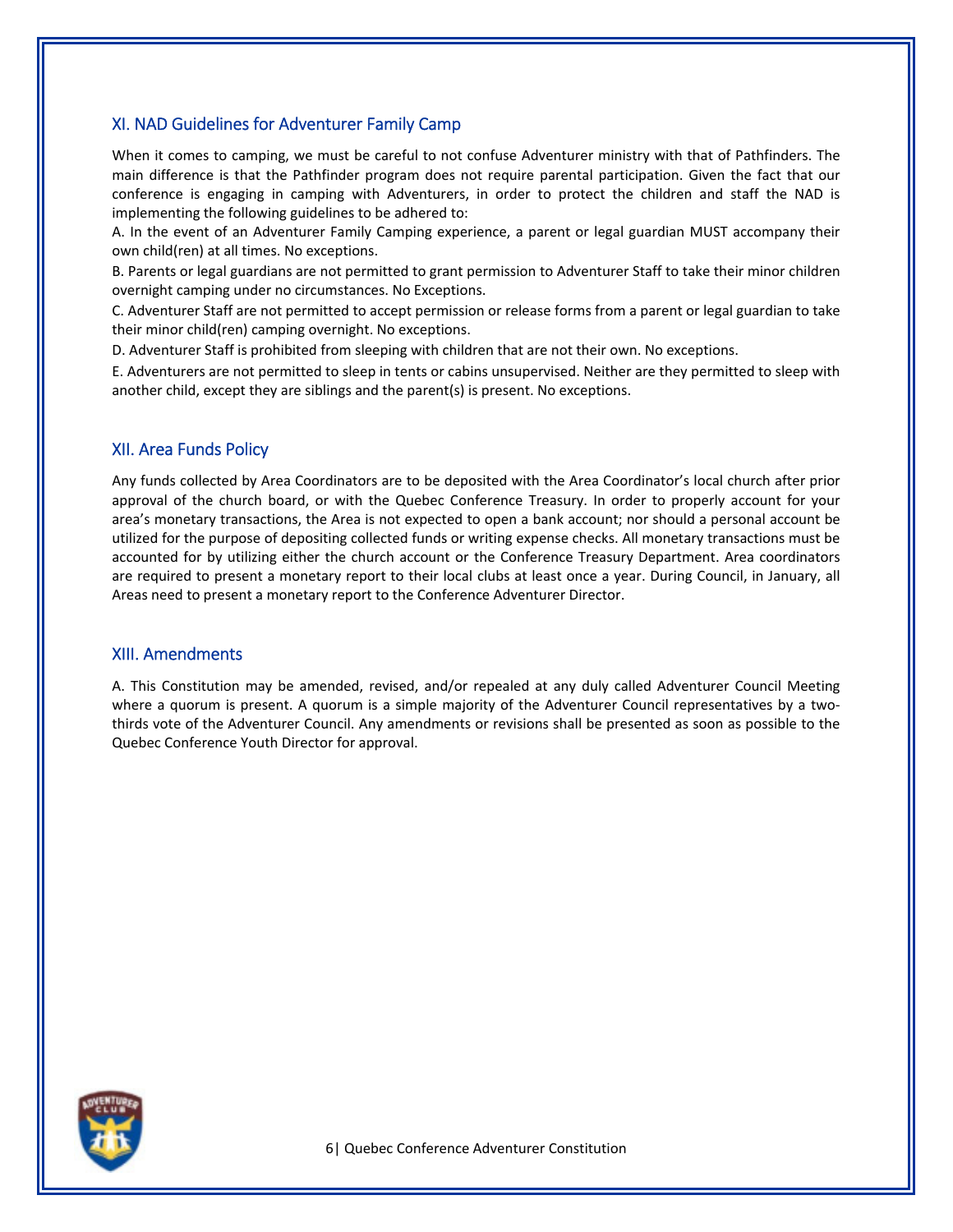## XI. NAD Guidelines for Adventurer Family Camp

When it comes to camping, we must be careful to not confuse Adventurer ministry with that of Pathfinders. The main difference is that the Pathfinder program does not require parental participation. Given the fact that our conference is engaging in camping with Adventurers, in order to protect the children and staff the NAD is implementing the following guidelines to be adhered to:

A. In the event of an Adventurer Family Camping experience, a parent or legal guardian MUST accompany their own child(ren) at all times. No exceptions.

B. Parents or legal guardians are not permitted to grant permission to Adventurer Staff to take their minor children overnight camping under no circumstances. No Exceptions.

C. Adventurer Staff are not permitted to accept permission or release forms from a parent or legal guardian to take their minor child(ren) camping overnight. No exceptions.

D. Adventurer Staff is prohibited from sleeping with children that are not their own. No exceptions.

E. Adventurers are not permitted to sleep in tents or cabins unsupervised. Neither are they permitted to sleep with another child, except they are siblings and the parent(s) is present. No exceptions.

## XII. Area Funds Policy

Any funds collected by Area Coordinators are to be deposited with the Area Coordinator's local church after prior approval of the church board, or with the Quebec Conference Treasury. In order to properly account for your area's monetary transactions, the Area is not expected to open a bank account; nor should a personal account be utilized for the purpose of depositing collected funds or writing expense checks. All monetary transactions must be accounted for by utilizing either the church account or the Conference Treasury Department. Area coordinators are required to present a monetary report to their local clubs at least once a year. During Council, in January, all Areas need to present a monetary report to the Conference Adventurer Director.

## XIII. Amendments

A. This Constitution may be amended, revised, and/or repealed at any duly called Adventurer Council Meeting where a quorum is present. A quorum is a simple majority of the Adventurer Council representatives by a two-thirds vote of the Adventurer Council. Any amendments or revisions shall be presented as soon as possible to the Quebec Conference Youth Director for approval.